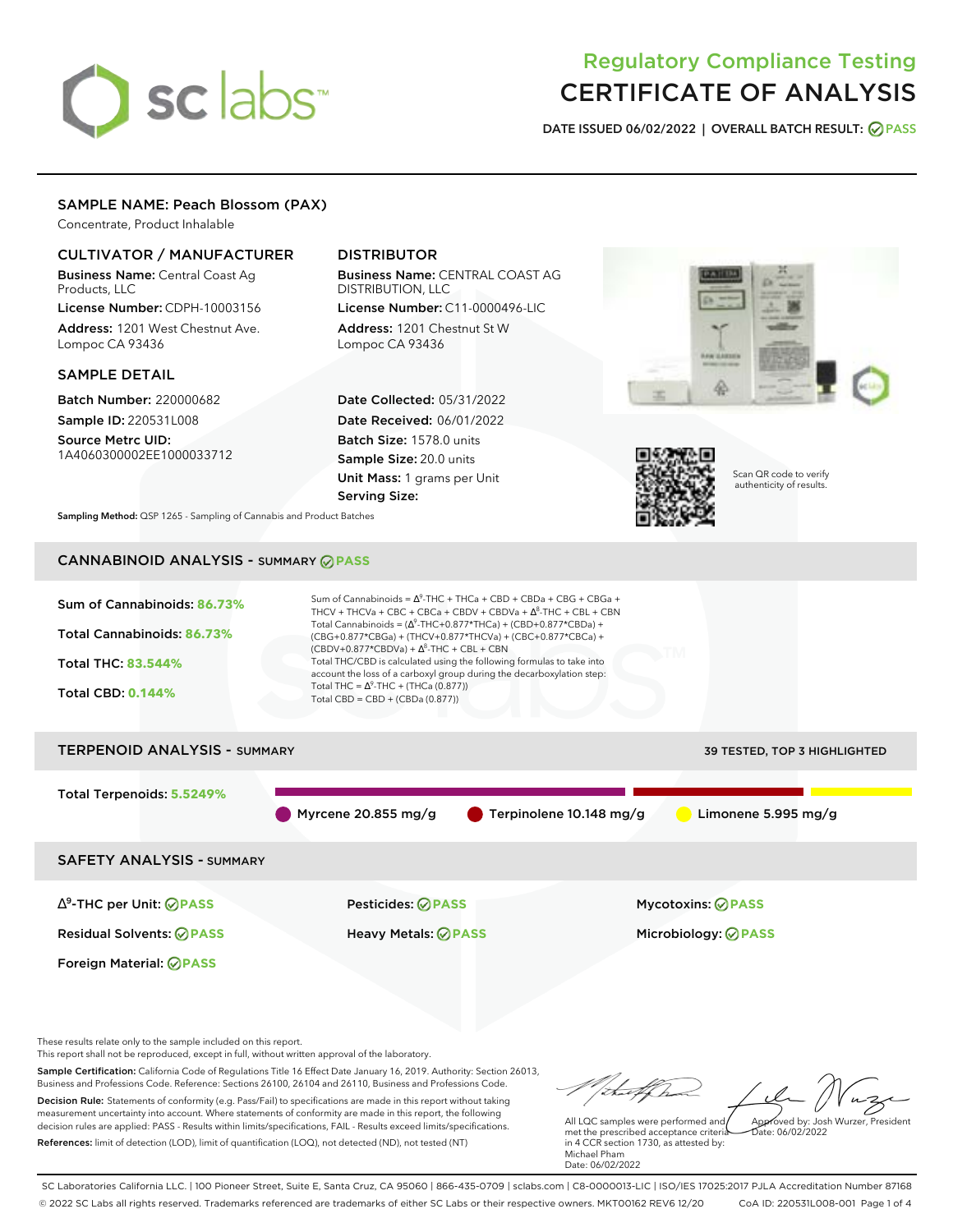# Regulatory Compliance Testing
# CERTIFICATE OF ANALYSIS

**DATE ISSUED** 06/02/2022 | **OVERALL BATCH RESULT:** PASS

## SAMPLE NAME: Peach Blossom (PAX)

Concentrate, Product Inhalable

### CULTIVATOR / MANUFACTURER

**Business Name:** Central Coast Ag Products, LLC

**License Number:** CDPH-10003156

**Address:** 1201 West Chestnut Ave. Lompoc CA 93436

### DISTRIBUTOR

**Business Name:** CENTRAL COAST AG DISTRIBUTION, LLC

**License Number:** C11-0000496-LIC

**Address:** 1201 Chestnut St W Lompoc CA 93436

### SAMPLE DETAIL

**Batch Number:** 220000682

**Sample ID:** 220531L008

**Source Metrc UID:** 1A4060300002EE1000033712

**Date Collected:** 05/31/2022

**Date Received:** 06/01/2022

**Batch Size:** 1578.0 units

**Sample Size:** 20.0 units

**Unit Mass:** 1 grams per Unit

**Serving Size:**

**Sampling Method:** QSP 1265 - Sampling of Cannabis and Product Batches

Scan QR code to verify authenticity of results.

## CANNABINOID ANALYSIS - SUMMARY PASS

**Sum of Cannabinoids:** 86.73%

**Total Cannabinoids:** 86.73%

**Total THC:** 83.544%

**Total CBD:** 0.144%

Sum of Cannabinoids = $\Delta^9$-THC + THCa + CBD + CBDa + CBG + CBGa + THCV + THCVa + CBC + CBCa + CBDV + CBDVa + $\Delta^8$-THC + CBL + CBN

Total Cannabinoids = ($\Delta^9$-THC+0.877*THCa) + (CBD+0.877*CBDa) + (CBG+0.877*CBGa) + (THCV+0.877*THCVa) + (CBC+0.877*CBCa) + (CBDV+0.877*CBDVa) + $\Delta^8$-THC + CBL + CBN

Total THC/CBD is calculated using the following formulas to take into account the loss of a carboxyl group during the decarboxylation step:

Total THC = $\Delta^9$-THC + (THCa (0.877))

Total CBD = CBD + (CBDa (0.877))

## TERPENOID ANALYSIS - SUMMARY

39 TESTED, TOP 3 HIGHLIGHTED

**Total Terpenoids:** 5.5249%

Myrcene 20.855 mg/g | Terpinolene 10.148 mg/g | Limonene 5.995 mg/g

## SAFETY ANALYSIS - SUMMARY

| | | |
|---|---|---|
| $\Delta^9$-THC per Unit: PASS | Pesticides: PASS | Mycotoxins: PASS |
| Residual Solvents: PASS | Heavy Metals: PASS | Microbiology: PASS |
| Foreign Material: PASS | | |

These results relate only to the sample included on this report.
This report shall not be reproduced, except in full, without written approval of the laboratory.

**Sample Certification:** California Code of Regulations Title 16 Effect Date January 16, 2019. Authority: Section 26013, Business and Professions Code. Reference: Sections 26100, 26104 and 26110, Business and Professions Code.

**Decision Rule:** Statements of conformity (e.g. Pass/Fail) to specifications are made in this report without taking measurement uncertainty into account. Where statements of conformity are made in this report, the following decision rules are applied: PASS - Results within limits/specifications, FAIL - Results exceed limits/specifications.

**References:** limit of detection (LOD), limit of quantification (LOQ), not detected (ND), not tested (NT)

All LQC samples were performed and met the prescribed acceptance criteria in 4 CCR section 1730, as attested by: Michael Pham
Date: 06/02/2022

Approved by: Josh Wurzer, President
Date: 06/02/2022

SC Laboratories California LLC. | 100 Pioneer Street, Suite E, Santa Cruz, CA 95060 | 866-435-0709 | sclabs.com | C8-0000013-LIC | ISO/IES 17025:2017 PJLA Accreditation Number 87168
© 2022 SC Labs all rights reserved. Trademarks referenced are trademarks of either SC Labs or their respective owners. MKT00162 REV6 12/20 CoA ID: 220531L008-001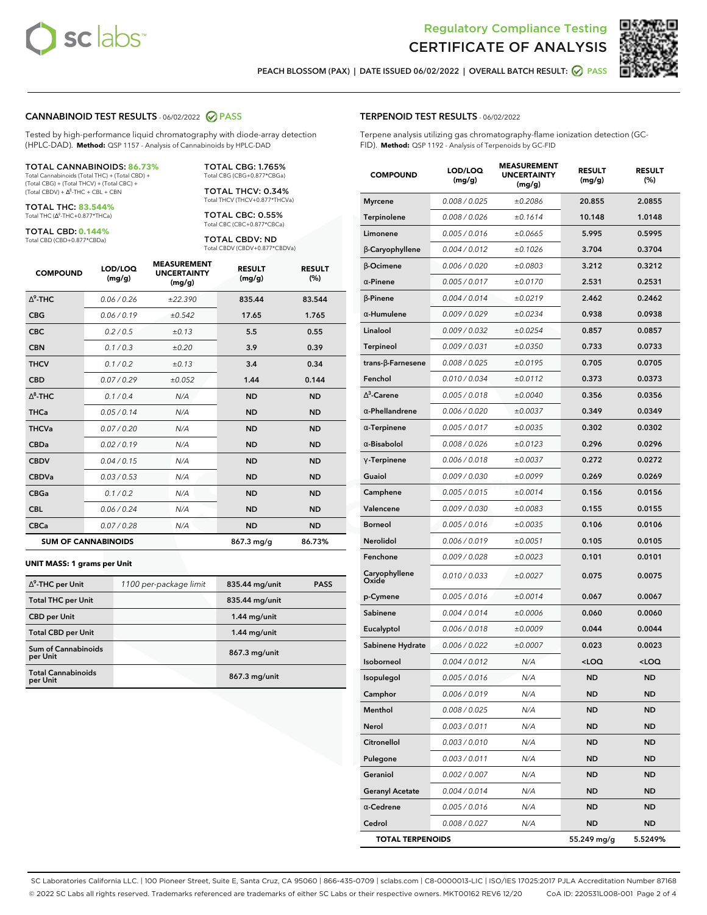Regulatory Compliance Testing
# CERTIFICATE OF ANALYSIS

PEACH BLOSSOM (PAX) | DATE ISSUED 06/02/2022 | OVERALL BATCH RESULT: PASS

## CANNABINOID TEST RESULTS - 06/02/2022 PASS

Tested by high-performance liquid chromatography with diode-array detection (HPLC-DAD). **Method:** QSP 1157 - Analysis of Cannabinoids by HPLC-DAD

**TOTAL CANNABINOIDS: 86.73%**
Total Cannabinoids (Total THC) + (Total CBD) + (Total CBG) + (Total THCV) + (Total CBC) + (Total CBDV) + $\Delta^8$-THC + CBL + CBN

**TOTAL THC: 83.544%**
Total THC ($\Delta^9$-THC+0.877*THCa)

**TOTAL CBD: 0.144%**
Total CBD (CBD+0.877*CBDa)

**TOTAL CBG: 1.765%**
Total CBG (CBG+0.877*CBGa)

**TOTAL THCV: 0.34%**
Total THCV (THCV+0.877*THCVa)

**TOTAL CBC: 0.55%**
Total CBC (CBC+0.877*CBCa)

**TOTAL CBDV: ND**
Total CBDV (CBDV+0.877*CBDVa)

| COMPOUND | LOD/LOQ (mg/g) | MEASUREMENT UNCERTAINTY (mg/g) | RESULT (mg/g) | RESULT (%) |
|---|---|---|---|---|
| $\Delta^9$-THC | 0.06 / 0.26 | ±22.390 | 835.44 | 83.544 |
| CBG | 0.06 / 0.19 | ±0.542 | 17.65 | 1.765 |
| CBC | 0.2 / 0.5 | ±0.13 | 5.5 | 0.55 |
| CBN | 0.1 / 0.3 | ±0.20 | 3.9 | 0.39 |
| THCV | 0.1 / 0.2 | ±0.13 | 3.4 | 0.34 |
| CBD | 0.07 / 0.29 | ±0.052 | 1.44 | 0.144 |
| $\Delta^8$-THC | 0.1 / 0.4 | N/A | ND | ND |
| THCa | 0.05 / 0.14 | N/A | ND | ND |
| THCVa | 0.07 / 0.20 | N/A | ND | ND |
| CBDa | 0.02 / 0.19 | N/A | ND | ND |
| CBDV | 0.04 / 0.15 | N/A | ND | ND |
| CBDVa | 0.03 / 0.53 | N/A | ND | ND |
| CBGa | 0.1 / 0.2 | N/A | ND | ND |
| CBL | 0.06 / 0.24 | N/A | ND | ND |
| CBCa | 0.07 / 0.28 | N/A | ND | ND |
| **SUM OF CANNABINOIDS** | | | **867.3 mg/g** | **86.73%** |

**UNIT MASS: 1 grams per Unit**

| | | | |
|---|---|---|---|
| $\Delta^9$-THC per Unit | 1100 per-package limit | 835.44 mg/unit | PASS |
| Total THC per Unit | | 835.44 mg/unit | |
| CBD per Unit | | 1.44 mg/unit | |
| Total CBD per Unit | | 1.44 mg/unit | |
| Sum of Cannabinoids per Unit | | 867.3 mg/unit | |
| Total Cannabinoids per Unit | | 867.3 mg/unit | |

## TERPENOID TEST RESULTS - 06/02/2022

Terpene analysis utilizing gas chromatography-flame ionization detection (GC-FID). **Method:** QSP 1192 - Analysis of Terpenoids by GC-FID

| COMPOUND | LOD/LOQ (mg/g) | MEASUREMENT UNCERTAINTY (mg/g) | RESULT (mg/g) | RESULT (%) |
|---|---|---|---|---|
| Myrcene | 0.008 / 0.025 | ±0.2086 | 20.855 | 2.0855 |
| Terpinolene | 0.008 / 0.026 | ±0.1614 | 10.148 | 1.0148 |
| Limonene | 0.005 / 0.016 | ±0.0665 | 5.995 | 0.5995 |
| β-Caryophyllene | 0.004 / 0.012 | ±0.1026 | 3.704 | 0.3704 |
| β-Ocimene | 0.006 / 0.020 | ±0.0803 | 3.212 | 0.3212 |
| α-Pinene | 0.005 / 0.017 | ±0.0170 | 2.531 | 0.2531 |
| β-Pinene | 0.004 / 0.014 | ±0.0219 | 2.462 | 0.2462 |
| α-Humulene | 0.009 / 0.029 | ±0.0234 | 0.938 | 0.0938 |
| Linalool | 0.009 / 0.032 | ±0.0254 | 0.857 | 0.0857 |
| Terpineol | 0.009 / 0.031 | ±0.0350 | 0.733 | 0.0733 |
| trans-β-Farnesene | 0.008 / 0.025 | ±0.0195 | 0.705 | 0.0705 |
| Fenchol | 0.010 / 0.034 | ±0.0112 | 0.373 | 0.0373 |
| $\Delta^3$-Carene | 0.005 / 0.018 | ±0.0040 | 0.356 | 0.0356 |
| α-Phellandrene | 0.006 / 0.020 | ±0.0037 | 0.349 | 0.0349 |
| α-Terpinene | 0.005 / 0.017 | ±0.0035 | 0.302 | 0.0302 |
| α-Bisabolol | 0.008 / 0.026 | ±0.0123 | 0.296 | 0.0296 |
| γ-Terpinene | 0.006 / 0.018 | ±0.0037 | 0.272 | 0.0272 |
| Guaiol | 0.009 / 0.030 | ±0.0099 | 0.269 | 0.0269 |
| Camphene | 0.005 / 0.015 | ±0.0014 | 0.156 | 0.0156 |
| Valencene | 0.009 / 0.030 | ±0.0083 | 0.155 | 0.0155 |
| Borneol | 0.005 / 0.016 | ±0.0035 | 0.106 | 0.0106 |
| Nerolidol | 0.006 / 0.019 | ±0.0051 | 0.105 | 0.0105 |
| Fenchone | 0.009 / 0.028 | ±0.0023 | 0.101 | 0.0101 |
| Caryophyllene Oxide | 0.010 / 0.033 | ±0.0027 | 0.075 | 0.0075 |
| p-Cymene | 0.005 / 0.016 | ±0.0014 | 0.067 | 0.0067 |
| Sabinene | 0.004 / 0.014 | ±0.0006 | 0.060 | 0.0060 |
| Eucalyptol | 0.006 / 0.018 | ±0.0009 | 0.044 | 0.0044 |
| Sabinene Hydrate | 0.006 / 0.022 | ±0.0007 | 0.023 | 0.0023 |
| Isoborneol | 0.004 / 0.012 | N/A | <LOQ | <LOQ |
| Isopulegol | 0.005 / 0.016 | N/A | ND | ND |
| Camphor | 0.006 / 0.019 | N/A | ND | ND |
| Menthol | 0.008 / 0.025 | N/A | ND | ND |
| Nerol | 0.003 / 0.011 | N/A | ND | ND |
| Citronellol | 0.003 / 0.010 | N/A | ND | ND |
| Pulegone | 0.003 / 0.011 | N/A | ND | ND |
| Geraniol | 0.002 / 0.007 | N/A | ND | ND |
| Geranyl Acetate | 0.004 / 0.014 | N/A | ND | ND |
| α-Cedrene | 0.005 / 0.016 | N/A | ND | ND |
| Cedrol | 0.008 / 0.027 | N/A | ND | ND |
| **TOTAL TERPENOIDS** | | | **55.249 mg/g** | **5.5249%** |

SC Laboratories California LLC. | 100 Pioneer Street, Suite E, Santa Cruz, CA 95060 | 866-435-0709 | sclabs.com | C8-0000013-LIC | ISO/IES 17025:2017 PJLA Accreditation Number 87168
© 2022 SC Labs all rights reserved. Trademarks referenced are trademarks of either SC Labs or their respective owners. MKT00162 REV6 12/20 CoA ID: 220531L008-001